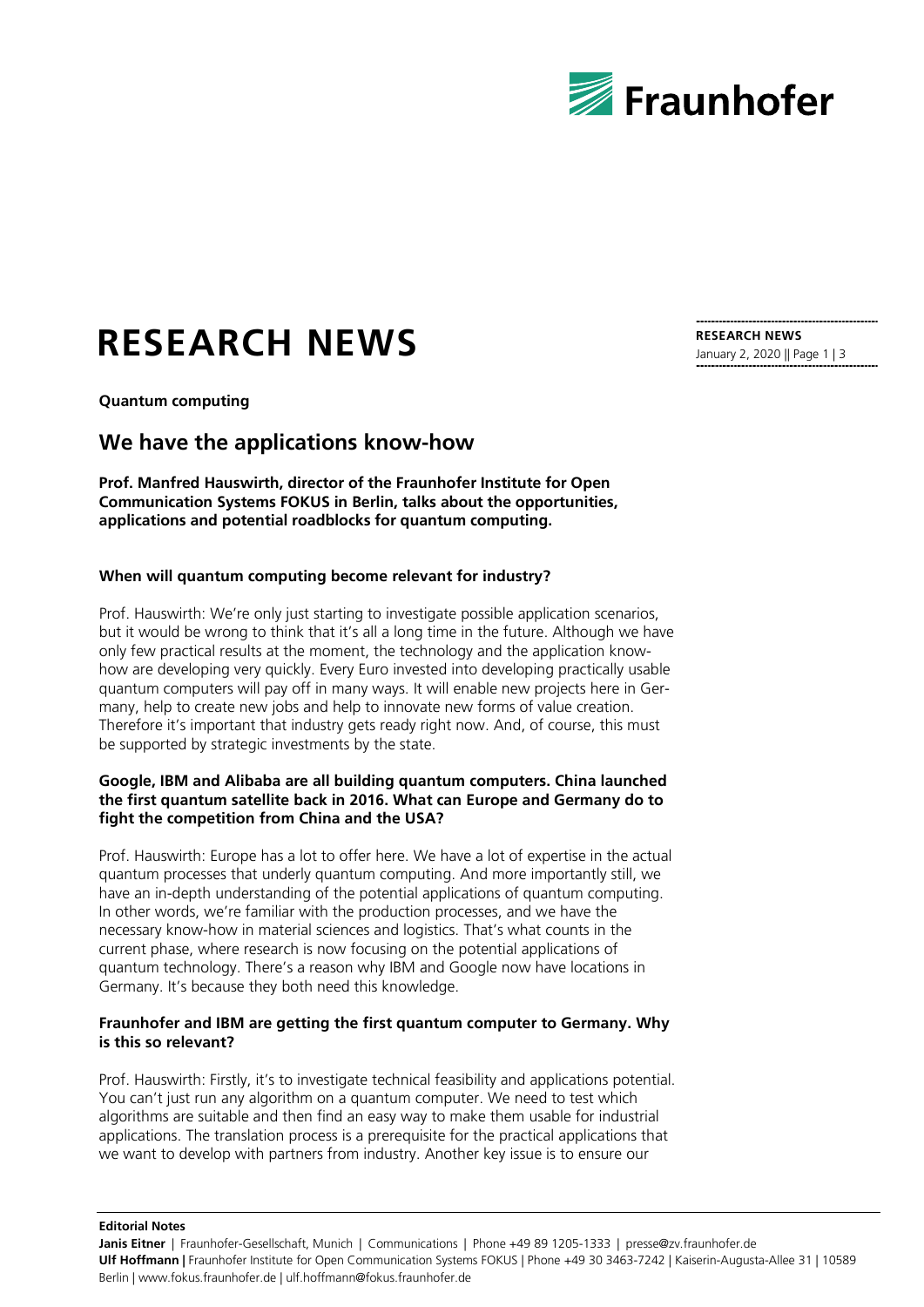# RESEARCH NEWS

**Quantum computing**

## We have the applications know-how

**Prof. Manfred Hauswirth, director of the Fraunhofer Institute for Open Communication Systems FOKUS in Berlin, talks about the opportunities, applications and potential roadblocks for quantum computing.**

**When will quantum computing become relevant for industry?**

Prof. Hauswirth: We're only just starting to investigate possible application scenarios, but it would be wrong to think that it's all a long time in the future. Although we have only few practical results at the moment, the technology and the application know-how are developing very quickly. Every Euro invested into developing practically usable quantum computers will pay off in many ways. It will enable new projects here in Germany, help to create new jobs and help to innovate new forms of value creation. Therefore it's important that industry gets ready right now. And, of course, this must be supported by strategic investments by the state.

**Google, IBM and Alibaba are all building quantum computers. China launched the first quantum satellite back in 2016. What can Europe and Germany do to fight the competition from China and the USA?**

Prof. Hauswirth: Europe has a lot to offer here. We have a lot of expertise in the actual quantum processes that underly quantum computing. And more importantly still, we have an in-depth understanding of the potential applications of quantum computing. In other words, we're familiar with the production processes, and we have the necessary know-how in material sciences and logistics. That's what counts in the current phase, where research is now focusing on the potential applications of quantum technology. There's a reason why IBM and Google now have locations in Germany. It's because they both need this knowledge.

**Fraunhofer and IBM are getting the first quantum computer to Germany. Why is this so relevant?**

Prof. Hauswirth: Firstly, it's to investigate technical feasibility and applications potential. You can't just run any algorithm on a quantum computer. We need to test which algorithms are suitable and then find an easy way to make them usable for industrial applications. The translation process is a prerequisite for the practical applications that we want to develop with partners from industry. Another key issue is to ensure our

**Editorial Notes**

**Janis Eitner** | Fraunhofer-Gesellschaft, Munich | Communications | Phone +49 89 1205-1333 | presse@zv.fraunhofer.de
**Ulf Hoffmann** | Fraunhofer Institute for Open Communication Systems FOKUS | Phone +49 30 3463-7242 | Kaiserin-Augusta-Allee 31 | 10589 Berlin | www.fokus.fraunhofer.de | ulf.hoffmann@fokus.fraunhofer.de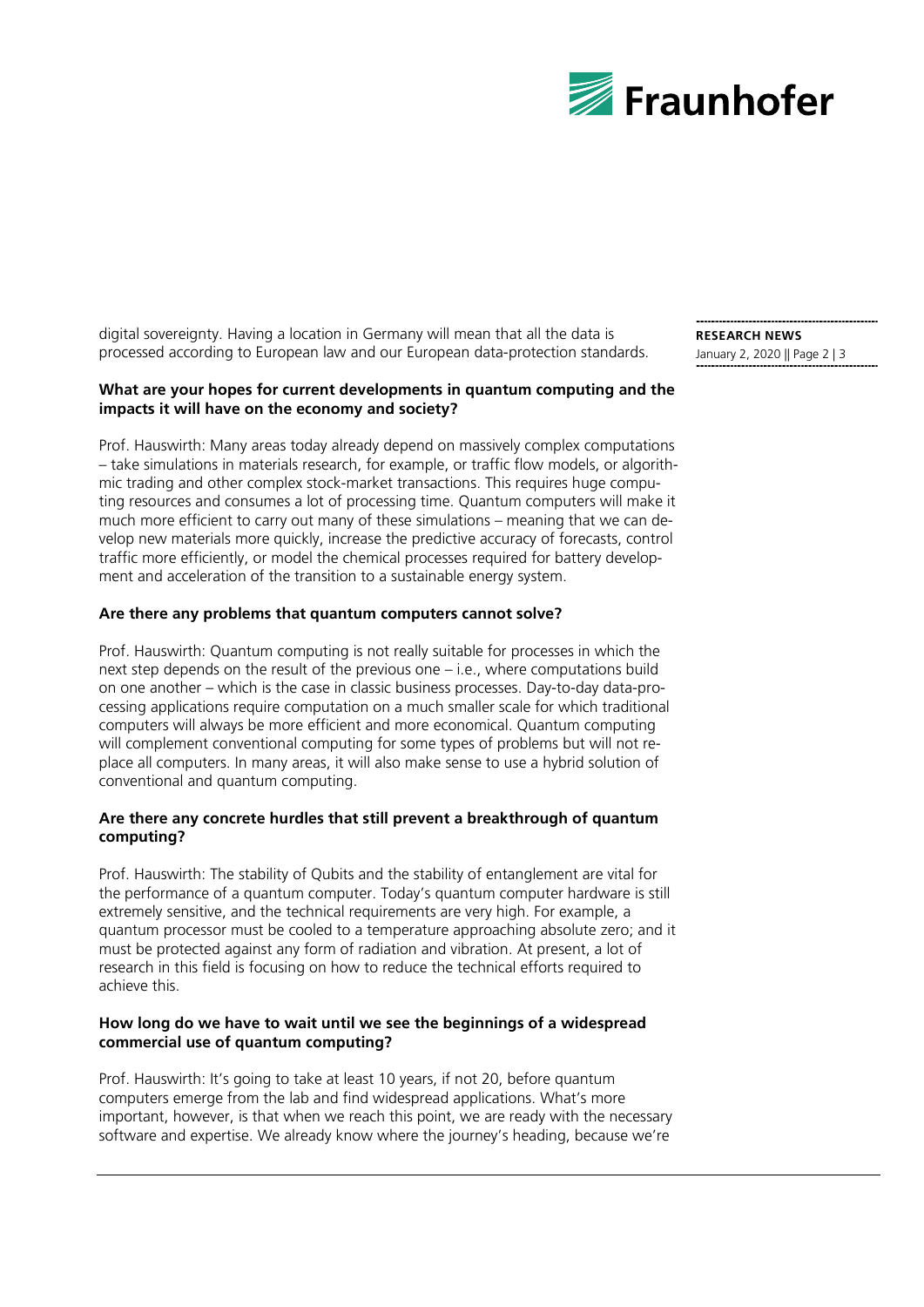digital sovereignty. Having a location in Germany will mean that all the data is processed according to European law and our European data-protection standards.

**What are your hopes for current developments in quantum computing and the impacts it will have on the economy and society?**

Prof. Hauswirth: Many areas today already depend on massively complex computations – take simulations in materials research, for example, or traffic flow models, or algorithmic trading and other complex stock-market transactions. This requires huge computing resources and consumes a lot of processing time. Quantum computers will make it much more efficient to carry out many of these simulations – meaning that we can develop new materials more quickly, increase the predictive accuracy of forecasts, control traffic more efficiently, or model the chemical processes required for battery development and acceleration of the transition to a sustainable energy system.

**Are there any problems that quantum computers cannot solve?**

Prof. Hauswirth: Quantum computing is not really suitable for processes in which the next step depends on the result of the previous one – i.e., where computations build on one another – which is the case in classic business processes. Day-to-day data-processing applications require computation on a much smaller scale for which traditional computers will always be more efficient and more economical. Quantum computing will complement conventional computing for some types of problems but will not replace all computers. In many areas, it will also make sense to use a hybrid solution of conventional and quantum computing.

**Are there any concrete hurdles that still prevent a breakthrough of quantum computing?**

Prof. Hauswirth: The stability of Qubits and the stability of entanglement are vital for the performance of a quantum computer. Today's quantum computer hardware is still extremely sensitive, and the technical requirements are very high. For example, a quantum processor must be cooled to a temperature approaching absolute zero; and it must be protected against any form of radiation and vibration. At present, a lot of research in this field is focusing on how to reduce the technical efforts required to achieve this.

**How long do we have to wait until we see the beginnings of a widespread commercial use of quantum computing?**

Prof. Hauswirth: It's going to take at least 10 years, if not 20, before quantum computers emerge from the lab and find widespread applications. What's more important, however, is that when we reach this point, we are ready with the necessary software and expertise. We already know where the journey's heading, because we're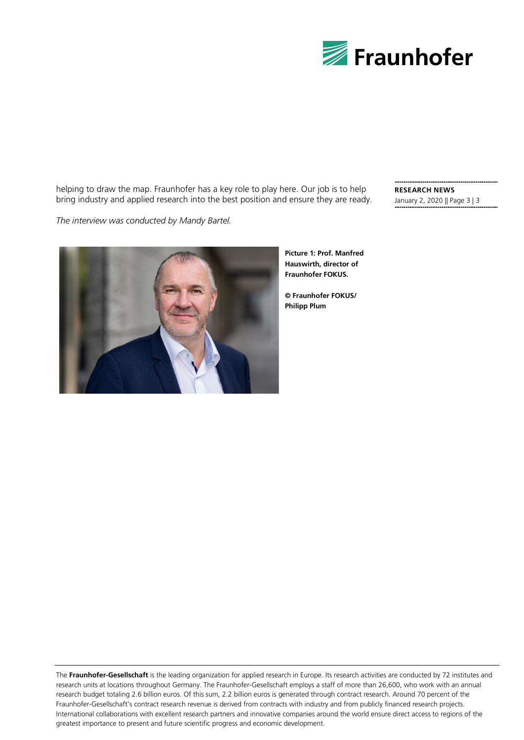helping to draw the map. Fraunhofer has a key role to play here. Our job is to help bring industry and applied research into the best position and ensure they are ready.

*The interview was conducted by Mandy Bartel.*

**Picture 1: Prof. Manfred Hauswirth, director of Fraunhofer FOKUS.**

**© Fraunhofer FOKUS/ Philipp Plum**

The **Fraunhofer-Gesellschaft** is the leading organization for applied research in Europe. Its research activities are conducted by 72 institutes and research units at locations throughout Germany. The Fraunhofer-Gesellschaft employs a staff of more than 26,600, who work with an annual research budget totaling 2.6 billion euros. Of this sum, 2.2 billion euros is generated through contract research. Around 70 percent of the Fraunhofer-Gesellschaft's contract research revenue is derived from contracts with industry and from publicly financed research projects. International collaborations with excellent research partners and innovative companies around the world ensure direct access to regions of the greatest importance to present and future scientific progress and economic development.